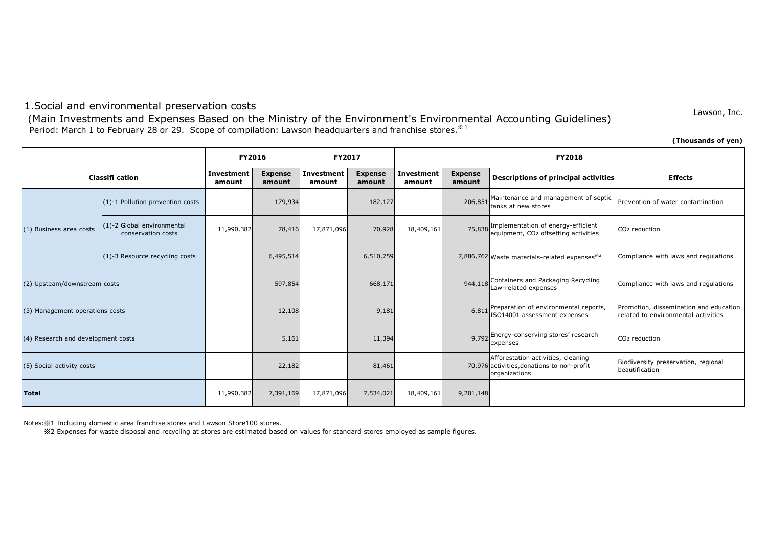# 1.Social and environmental preservation costs

## (Main Investments and Expenses Based on the Ministry of the Environment's Environmental Accounting Guidelines)

Lawson, Inc.

Period: March 1 to February 28 or 29. Scope of compilation: Lawson headquarters and franchise stores.※1

**(Thousands of yen)**

| Classifi cation | | FY2016 | | FY2017 | | FY2018 | | | |
|---|---|---|---|---|---|---|---|---|---|
| | | Investment amount | Expense amount | Investment amount | Expense amount | Investment amount | Expense amount | Descriptions of principal activities | Effects |
| (1) Business area costs | (1)-1 Pollution prevention costs | | 179,934 | | 182,127 | | 206,851 | Maintenance and management of septic tanks at new stores | Prevention of water contamination |
| | (1)-2 Global environmental conservation costs | 11,990,382 | 78,416 | 17,871,096 | 70,928 | 18,409,161 | 75,838 | Implementation of energy-efficient equipment, $CO_2$ offsetting activities | $CO_2$ reduction |
| | (1)-3 Resource recycling costs | | 6,495,514 | | 6,510,759 | | 7,886,762 | Waste materials-related expenses※2 | Compliance with laws and regulations |
| (2) Upsteam/downstream costs | | | 597,854 | | 668,171 | | 944,118 | Containers and Packaging Recycling Law-related expenses | Compliance with laws and regulations |
| (3) Management operations costs | | | 12,108 | | 9,181 | | 6,811 | Preparation of environmental reports, ISO14001 assessment expenses | Promotion, dissemination and education related to environmental activities |
| (4) Research and development costs | | | 5,161 | | 11,394 | | 9,792 | Energy-conserving stores' research expenses | $CO_2$ reduction |
| (5) Social activity costs | | | 22,182 | | 81,461 | | 70,976 | Afforestation activities, cleaning activities,donations to non-profit organizations | Biodiversity preservation, regional beautification |
| **Total** | | 11,990,382 | 7,391,169 | 17,871,096 | 7,534,021 | 18,409,161 | 9,201,148 | | |

Notes:※1 Including domestic area franchise stores and Lawson Store100 stores.

※2 Expenses for waste disposal and recycling at stores are estimated based on values for standard stores employed as sample figures.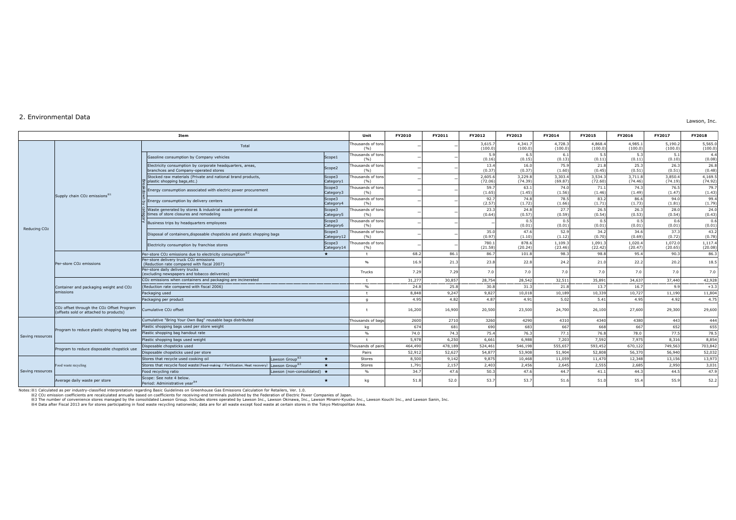## 2. Environmental Data

Lawson, Inc.

| Item | | | | Unit | FY2010 | FY2011 | FY2012 | FY2013 | FY2014 | FY2015 | FY2016 | FY2017 | FY2018 |
|---|---|---|---|---|---|---|---|---|---|---|---|---|---|
| Reducing $CO_2$ | Supply chain $CO_2$ emissions[※1] | Total | | Thousands of tons (%) | — | — | 3,615.7 (100.0) | 4,341.7 (100.0) | 4,728.3 (100.0) | 4,868.4 (100.0) | 4,985.1 (100.0) | 5,190.2 (100.0) | 5,565.0 (100.0) |
| | | Breakdown by category: Gasoline consumption by Company vehicles | Scope1 | Thousands of tons (%) | — | — | 5.9 (0.16) | 6.5 (0.15) | 6.1 (0.13) | 5.5 (0.11) | 5.3 (0.11) | 5.1 (0.10) | 4.4 (0.08) |
| | | Electricity consumption by corporate headquarters, areas, branchces and Company-operated stores | Scope2 | Thousands of tons (%) | — | — | 13.4 (0.37) | 16.0 (0.37) | 75.9 (1.60) | 21.8 (0.45) | 25.3 (0.51) | 26.3 (0.51) | 26.8 (0.48) |
| | | Stocked raw materials (Private and national brand products, plastic shopping bags,etc.) | Scope3 Category1 | Thousands of tons (%) | — | — | 2,605.6 (72.06) | 3,229.8 (74.39) | 3,303.4 (69.87) | 3,534.3 (72.60) | 3,711.8 (74.46) | 3,850.4 (74.19) | 4,169.5 (74.92) |
| | | Energy consumption associated with electric power procurement | Scope3 Category3 | Thousands of tons (%) | — | — | 59.7 (1.65) | 63.1 (1.45) | 74.0 (1.56) | 71.1 (1.46) | 74.3 (1.49) | 76.5 (1.47) | 79.7 (1.43) |
| | | Energy consumption by delivery centers | Scope3 Category4 | Thousands of tons (%) | — | — | 92.7 (2.57) | 74.8 (1.72) | 78.5 (1.66) | 83.2 (1.71) | 86.6 (1.73) | 94.0 (1.81) | 99.4 (1.79) |
| | | Waste generated by stores & industrial waste generated at times of store closures and remodeling | Scope3 Category5 | Thousands of tons (%) | — | — | 23.3 (0.64) | 24.8 (0.57) | 27.7 (0.59) | 26.5 (0.54) | 26.3 (0.53) | 28.0 (0.54) | 24.0 (0.43) |
| | | Business trips by headquarters employees | Scope3 Category6 | Thousands of tons (%) | — | — | — | 0.5 (0.01) | 0.5 (0.01) | 0.5 (0.01) | 0.5 (0.01) | 0.6 (0.01) | 0.6 (0.01) |
| | | Disposal of containers,disposable chopsticks and plastic shopping bags | Scope3 Category12 | Thousands of tons (%) | — | — | 35.0 (0.97) | 47.6 (1.10) | 52.9 (1.12) | 34.2 (0.70) | 34.6 (0.69) | 37.3 (0.72) | 43.2 (0.78) |
| | | Electricity consumption by franchise stores | Scope3 Category14 | Thousands of tons (%) | — | — | 780.1 (21.58) | 878.6 (20.24) | 1,109.3 (23.46) | 1,091.3 (22.42) | 1,020.4 (20.47) | 1,072.0 (20.65) | 1,117.4 (20.08) |
| | Per-store $CO_2$ emissions | Per-store $CO_2$ emissions due to electricity consumption[※2] | ★ | t | 68.2 | 86.1 | 86.7 | 101.8 | 98.3 | 98.8 | 95.4 | 90.3 | 86.3 |
| | | Per-store delivery truck $CO_2$ emissions (Reduction rate compared with fiscal 2007) | | % | 16.9 | 21.3 | 23.8 | 22.8 | 24.2 | 21.0 | 22.2 | 20.2 | 18.5 |
| | | Per-store daily delivery trucks (excluding newspapers and tobacco deliveries) | | Trucks | 7.29 | 7.29 | 7.0 | 7.0 | 7.0 | 7.0 | 7.0 | 7.0 | 7.0 |
| | Container and packaging weight and $CO_2$ emissions | $CO_2$ emissions when containers and packaging are incinerated | | t | 31,277 | 30,857 | 28,754 | 28,542 | 32,511 | 35,891 | 34,637 | 37,440 | 42,928 |
| | | (Reduction rate compared with fiscal 2006) | | % | 24.8 | 25.8 | 30.8 | 31.3 | 21.8 | 13.7 | 16.7 | 9.9 | +3.3 |
| | | Packaging used | | t | 8,848 | 9,247 | 9,827 | 10,018 | 10,189 | 10,339 | 10,727 | 11,190 | 11,804 |
| | | Packaging per product | | g | 4.95 | 4.82 | 4.87 | 4.91 | 5.02 | 5.41 | 4.95 | 4.92 | 4.75 |
| | $CO_2$ offset through the $CO_2$ Offset Program (offsets sold or attached to products) | Cumulative $CO_2$ offset | | t | 16,200 | 16,900 | 20,500 | 23,500 | 24,700 | 26,100 | 27,600 | 29,300 | 29,600 |
| Saving resources | Program to reduce plastic shopping bag use | Cumulative "Bring Your Own Bag" reusable bags distributed | | Thousands of bags | 2600 | 2710 | 3260 | 4290 | 4310 | 4340 | 4380 | 443 | 444 |
| | | Plastic shopping bags used per store weight | | kg | 674 | 681 | 690 | 683 | 667 | 668 | 667 | 652 | 655 |
| | | Plastic shopping bag handout rate | | % | 74.0 | 74.3 | 75.4 | 76.3 | 77.1 | 76.8 | 78.0 | 77.5 | 78.5 |
| | | Plastic shopping bags used weight | | t | 5,978 | 6,250 | 6,661 | 6,988 | 7,203 | 7,592 | 7,975 | 8,316 | 8,854 |
| | Program to reduce disposable chopstick use | Disposable chopsticks used | | Thousands of pairs | 464,490 | 478,189 | 524,461 | 546,198 | 555,657 | 593,452 | 670,122 | 749,563 | 703,842 |
| | | Disposable chopsticks used per store | | Pairs | 52,912 | 52,627 | 54,877 | 53,908 | 51,904 | 52,808 | 56,370 | 56,940 | 52,032 |
| Saving resources | Food waste recycling | Stores that recycle used cooking oil | Lawson Group[※3] ★ | Stores | 8,500 | 9,142 | 9,875 | 10,468 | 11,059 | 11,470 | 12,348 | 13,156 | 13,973 |
| | | Stores that recycle food waste(Feed-making / Fertilization, Heat recovery) | Lawson Group[※3] ★ | Stores | 1,791 | 2,157 | 2,403 | 2,456 | 2,645 | 2,555 | 2,685 | 2,950 | 3,031 |
| | | Food recycling ratio | Lawson (non-consolidated) ★ | % | 34.7 | 47.6 | 50.3 | 47.6 | 44.7 | 41.1 | 44.3 | 44.5 | 47.9 |
| | Average daily waste per store | Scope: See note 4 below. Period: Administrative year[※4] | ★ | kg | 51.8 | 52.0 | 53.7 | 53.7 | 51.6 | 51.0 | 55.4 | 55.9 | 52.2 |

Notes:※1 Calculated as per industry-classified interpretation regarding Basic Guidelines on Greenhouse Gas Emissions Calculation for Retailers, Ver. 1.0.

※2 $CO_2$ emission coefficients are recalculated annually based on coefficients for receiving-end terminals published by the Federation of Electric Power Companies of Japan.

※3 The number of convenience stores managed by the consolidated Lawson Group. Includes stores operated by Lawson Inc., Lawson Okinawa, Inc., Lawson Minami-Kyushu Inc., Lawson Kouchi Inc., and Lawson Sanin, Inc.

※4 Data after Fiscal 2013 are for stores participating in food waste recycling nationwide; data are for all waste except food waste at certain stores in the Tokyo Metropolitan Area.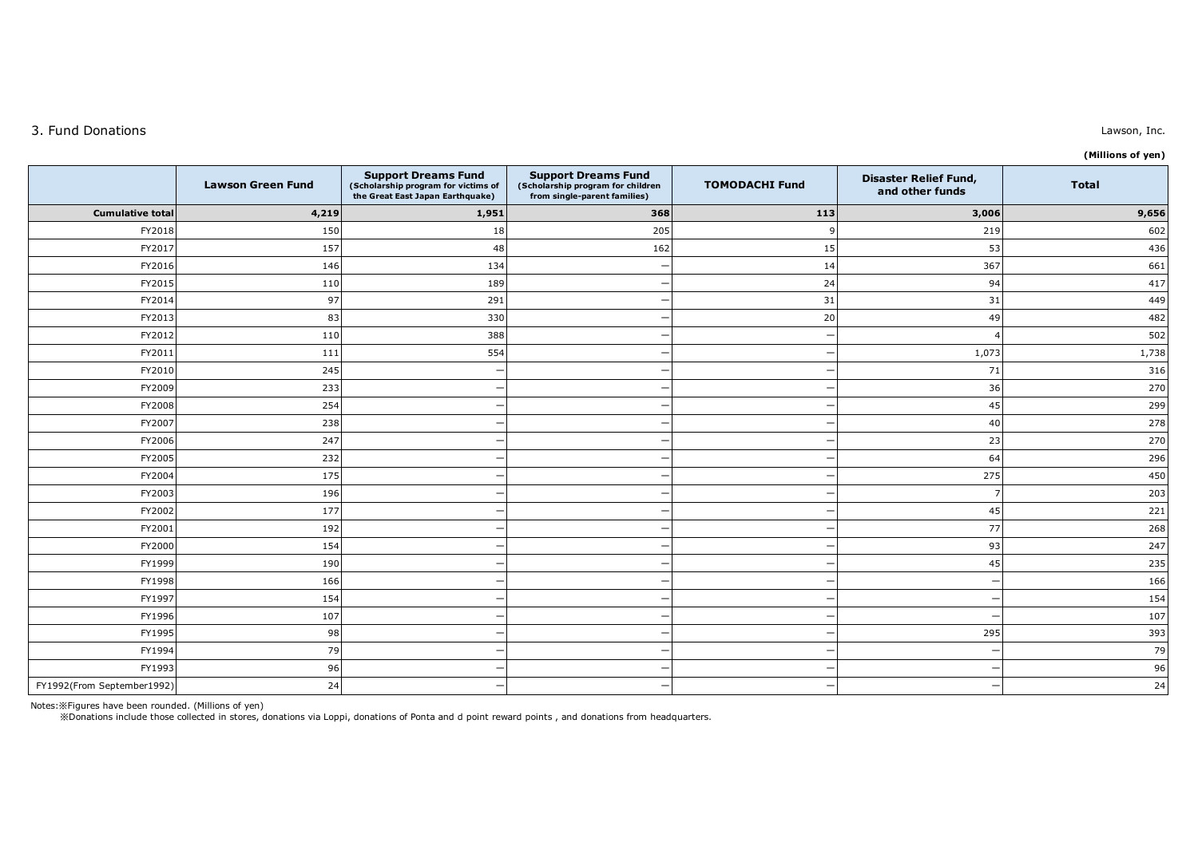## 3. Fund Donations

Lawson, Inc.

**(Millions of yen)**

| | Lawson Green Fund | Support Dreams Fund (Scholarship program for victims of the Great East Japan Earthquake) | Support Dreams Fund (Scholarship program for children from single-parent families) | TOMODACHI Fund | Disaster Relief Fund, and other funds | Total |
|---|---|---|---|---|---|---|
| **Cumulative total** | **4,219** | **1,951** | **368** | **113** | **3,006** | **9,656** |
| FY2018 | 150 | 18 | 205 | 9 | 219 | 602 |
| FY2017 | 157 | 48 | 162 | 15 | 53 | 436 |
| FY2016 | 146 | 134 | ― | 14 | 367 | 661 |
| FY2015 | 110 | 189 | ― | 24 | 94 | 417 |
| FY2014 | 97 | 291 | ― | 31 | 31 | 449 |
| FY2013 | 83 | 330 | ― | 20 | 49 | 482 |
| FY2012 | 110 | 388 | ― | ― | 4 | 502 |
| FY2011 | 111 | 554 | ― | ― | 1,073 | 1,738 |
| FY2010 | 245 | ― | ― | ― | 71 | 316 |
| FY2009 | 233 | ― | ― | ― | 36 | 270 |
| FY2008 | 254 | ― | ― | ― | 45 | 299 |
| FY2007 | 238 | ― | ― | ― | 40 | 278 |
| FY2006 | 247 | ― | ― | ― | 23 | 270 |
| FY2005 | 232 | ― | ― | ― | 64 | 296 |
| FY2004 | 175 | ― | ― | ― | 275 | 450 |
| FY2003 | 196 | ― | ― | ― | 7 | 203 |
| FY2002 | 177 | ― | ― | ― | 45 | 221 |
| FY2001 | 192 | ― | ― | ― | 77 | 268 |
| FY2000 | 154 | ― | ― | ― | 93 | 247 |
| FY1999 | 190 | ― | ― | ― | 45 | 235 |
| FY1998 | 166 | ― | ― | ― | ― | 166 |
| FY1997 | 154 | ― | ― | ― | ― | 154 |
| FY1996 | 107 | ― | ― | ― | ― | 107 |
| FY1995 | 98 | ― | ― | ― | 295 | 393 |
| FY1994 | 79 | ― | ― | ― | ― | 79 |
| FY1993 | 96 | ― | ― | ― | ― | 96 |
| FY1992(From September1992) | 24 | ― | ― | ― | ― | 24 |

Notes:※Figures have been rounded. (Millions of yen)

※Donations include those collected in stores, donations via Loppi, donations of Ponta and d point reward points , and donations from headquarters.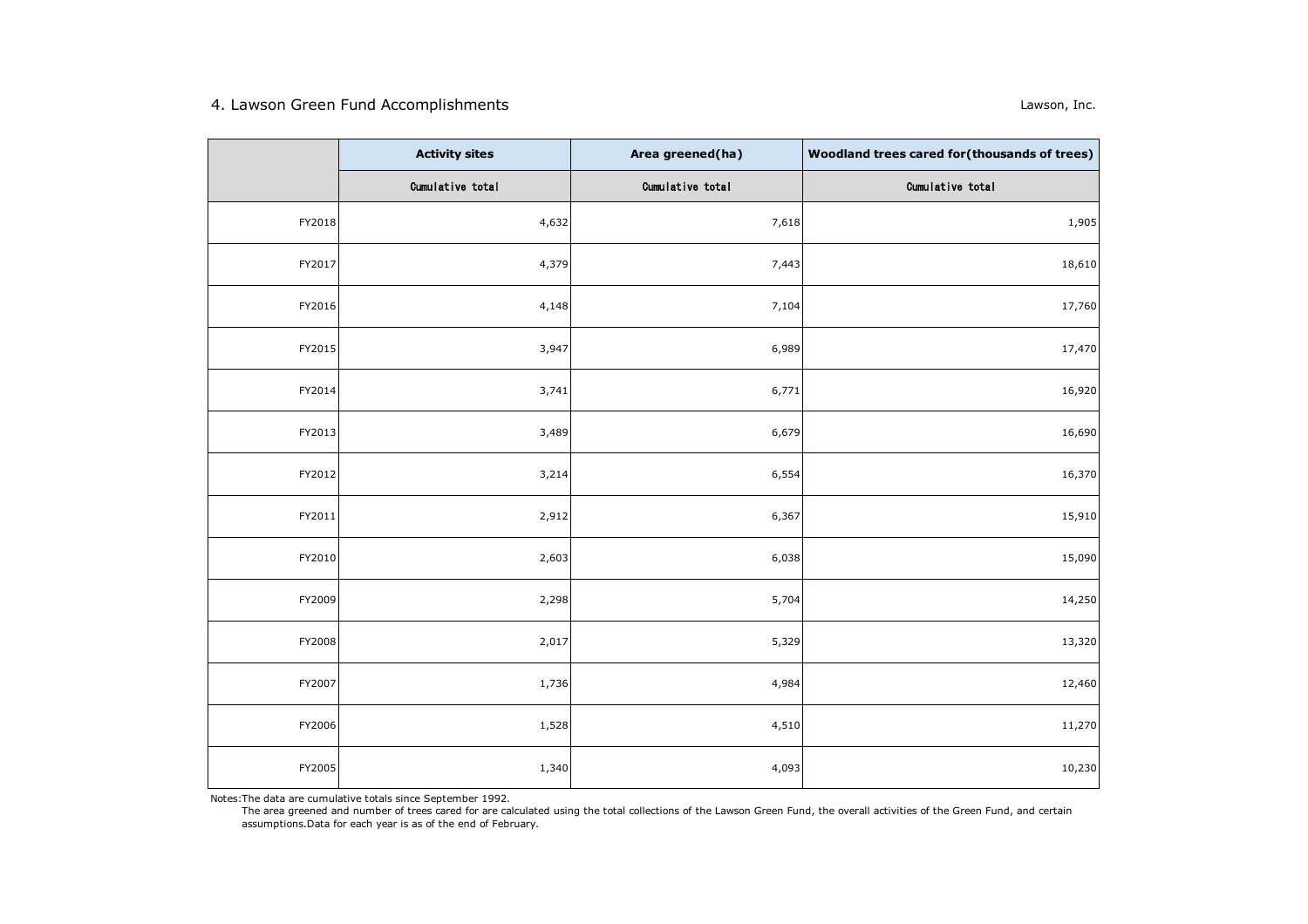## 4. Lawson Green Fund Accomplishments

Lawson, Inc.

| | Activity sites | Area greened(ha) | Woodland trees cared for(thousands of trees) |
|---|---|---|---|
| | Cumulative total | Cumulative total | Cumulative total |
| FY2018 | 4,632 | 7,618 | 1,905 |
| FY2017 | 4,379 | 7,443 | 18,610 |
| FY2016 | 4,148 | 7,104 | 17,760 |
| FY2015 | 3,947 | 6,989 | 17,470 |
| FY2014 | 3,741 | 6,771 | 16,920 |
| FY2013 | 3,489 | 6,679 | 16,690 |
| FY2012 | 3,214 | 6,554 | 16,370 |
| FY2011 | 2,912 | 6,367 | 15,910 |
| FY2010 | 2,603 | 6,038 | 15,090 |
| FY2009 | 2,298 | 5,704 | 14,250 |
| FY2008 | 2,017 | 5,329 | 13,320 |
| FY2007 | 1,736 | 4,984 | 12,460 |
| FY2006 | 1,528 | 4,510 | 11,270 |
| FY2005 | 1,340 | 4,093 | 10,230 |

Notes:The data are cumulative totals since September 1992.
The area greened and number of trees cared for are calculated using the total collections of the Lawson Green Fund, the overall activities of the Green Fund, and certain assumptions.Data for each year is as of the end of February.